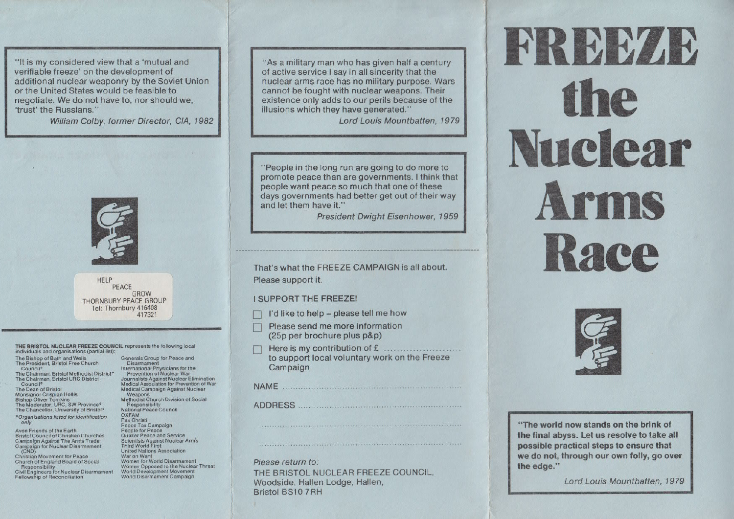"It is my considered view that a 'mutual and verifiable freeze' on the development of additional nuclear weaponry by the Soviet Union or the United States would be feasible to negotiate. We do not have to, nor should we, 'trust' the Russians."

*William Colby, former Director, CIA, 1982*

HELP
PEACE
GROW
THORNBURY PEACE GROUP
Tel: Thornbury 416408
417321

**THE BRISTOL NUCLEAR FREEZE COUNCIL** represents the following local individuals and organisations (partial list):

The Bishop of Bath and Wells
The President, Bristol Free Church Council*
The Chairman, Bristol Methodist District*
The Chairman, Bristol URC District Council*
The Dean of Bristol
Monsignor Crispian Hollis
Bishop Oliver Tomkins
The Moderator, URC, SW Province*
The Chancellor, University of Bristol*

*\*Organisations listed for identification only*

Avon Friends of the Earth
Bristol Council of Christian Churches
Campaign Against The Arms Trade
Campaign for Nuclear Disarmament (CND)
Christian Movement for Peace
Church of England Board of Social Responsibility
Civil Engineers for Nuclear Disarmament
Fellowship of Reconciliation
Generals Group for Peace and Disarmament
International Physicians for the Prevention of Nuclear War
Journalists Against Nuclear Elimination
Medical Association for Prevention of War
Medical Campaign Against Nuclear Weapons
Methodist Church Division of Social Responsibility
National Peace Council
OXFAM
Pax Christi
Peace Tax Campaign
People for Peace
Quaker Peace and Service
Scientists Against Nuclear Arms
Third World First
United Nations Association
War on Want
Women for World Disarmament
Women Opposed to the Nuclear Threat
World Development Movement
World Disarmament Campaign

"As a military man who has given half a century of active service I say in all sincerity that the nuclear arms race has no military purpose. Wars cannot be fought with nuclear weapons. Their existence only adds to our perils because of the illusions which they have generated."

*Lord Louis Mountbatten, 1979*

"People in the long run are going to do more to promote peace than are governments. I think that people want peace so much that one of these days governments had better get out of their way and let them have it."

*President Dwight Eisenhower, 1959*

That's what the FREEZE CAMPAIGN is all about.
Please support it.

**I SUPPORT THE FREEZE!**

- ☐ I'd like to help – please tell me how
- ☐ Please send me more information (25p per brochure plus p&p)
- ☐ Here is my contribution of £ ........................ to support local voluntary work on the Freeze Campaign

NAME ..............................................................

ADDRESS ..............................................................

..............................................................

..............................................................

*Please return to:*
THE BRISTOL NUCLEAR FREEZE COUNCIL,
Woodside, Hallen Lodge, Hallen,
Bristol BS10 7RH

# FREEZE the Nuclear Arms Race

**"The world now stands on the brink of the final abyss. Let us resolve to take all possible practical steps to ensure that we do not, through our own folly, go over the edge."**

*Lord Louis Mountbatten, 1979*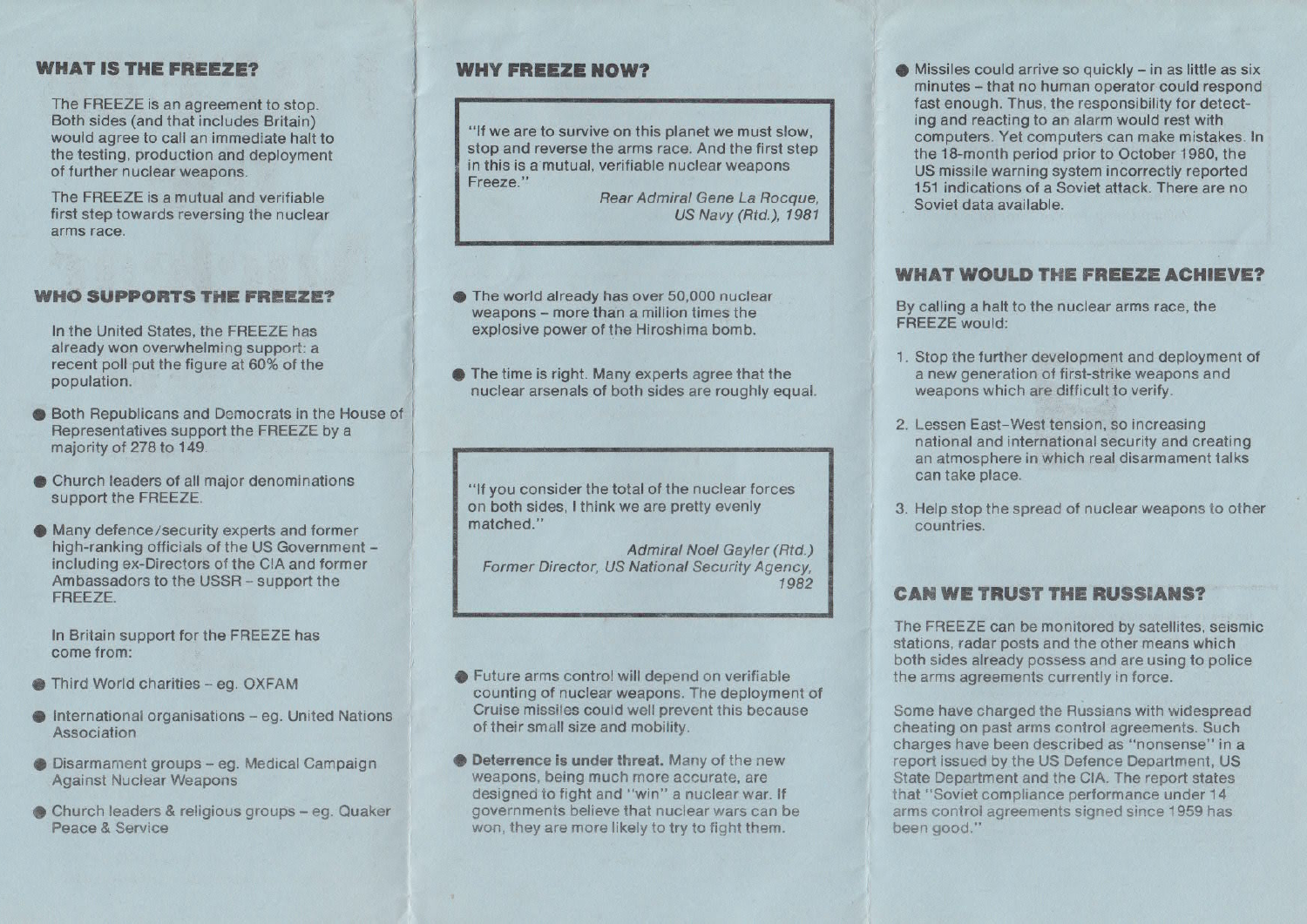## WHAT IS THE FREEZE?

The FREEZE is an agreement to stop. Both sides (and that includes Britain) would agree to call an immediate halt to the testing, production and deployment of further nuclear weapons.

The FREEZE is a mutual and verifiable first step towards reversing the nuclear arms race.

## WHO SUPPORTS THE FREEZE?

In the United States, the FREEZE has already won overwhelming support: a recent poll put the figure at 60% of the population.

- Both Republicans and Democrats in the House of Representatives support the FREEZE by a majority of 278 to 149.
- Church leaders of all major denominations support the FREEZE.
- Many defence/security experts and former high-ranking officials of the US Government – including ex-Directors of the CIA and former Ambassadors to the USSR – support the FREEZE.

In Britain support for the FREEZE has come from:

- Third World charities – eg. OXFAM
- International organisations – eg. United Nations Association
- Disarmament groups – eg. Medical Campaign Against Nuclear Weapons
- Church leaders & religious groups – eg. Quaker Peace & Service

## WHY FREEZE NOW?

> "If we are to survive on this planet we must slow, stop and reverse the arms race. And the first step in this is a mutual, verifiable nuclear weapons Freeze."
>
> *Rear Admiral Gene La Rocque, US Navy (Rtd.), 1981*

- The world already has over 50,000 nuclear weapons – more than a million times the explosive power of the Hiroshima bomb.
- The time is right. Many experts agree that the nuclear arsenals of both sides are roughly equal.

> "If you consider the total of the nuclear forces on both sides, I think we are pretty evenly matched."
>
> *Admiral Noel Gayler (Rtd.) Former Director, US National Security Agency, 1982*

- Future arms control will depend on verifiable counting of nuclear weapons. The deployment of Cruise missiles could well prevent this because of their small size and mobility.
- **Deterrence is under threat.** Many of the new weapons, being much more accurate, are designed to fight and "win" a nuclear war. If governments believe that nuclear wars can be won, they are more likely to try to fight them.
- Missiles could arrive so quickly – in as little as six minutes – that no human operator could respond fast enough. Thus, the responsibility for detecting and reacting to an alarm would rest with computers. Yet computers can make mistakes. In the 18-month period prior to October 1980, the US missile warning system incorrectly reported 151 indications of a Soviet attack. There are no Soviet data available.

## WHAT WOULD THE FREEZE ACHIEVE?

By calling a halt to the nuclear arms race, the FREEZE would:

1. Stop the further development and deployment of a new generation of first-strike weapons and weapons which are difficult to verify.
2. Lessen East-West tension, so increasing national and international security and creating an atmosphere in which real disarmament talks can take place.
3. Help stop the spread of nuclear weapons to other countries.

## CAN WE TRUST THE RUSSIANS?

The FREEZE can be monitored by satellites, seismic stations, radar posts and the other means which both sides already possess and are using to police the arms agreements currently in force.

Some have charged the Russians with widespread cheating on past arms control agreements. Such charges have been described as "nonsense" in a report issued by the US Defence Department, US State Department and the CIA. The report states that "Soviet compliance performance under 14 arms control agreements signed since 1959 has been good."